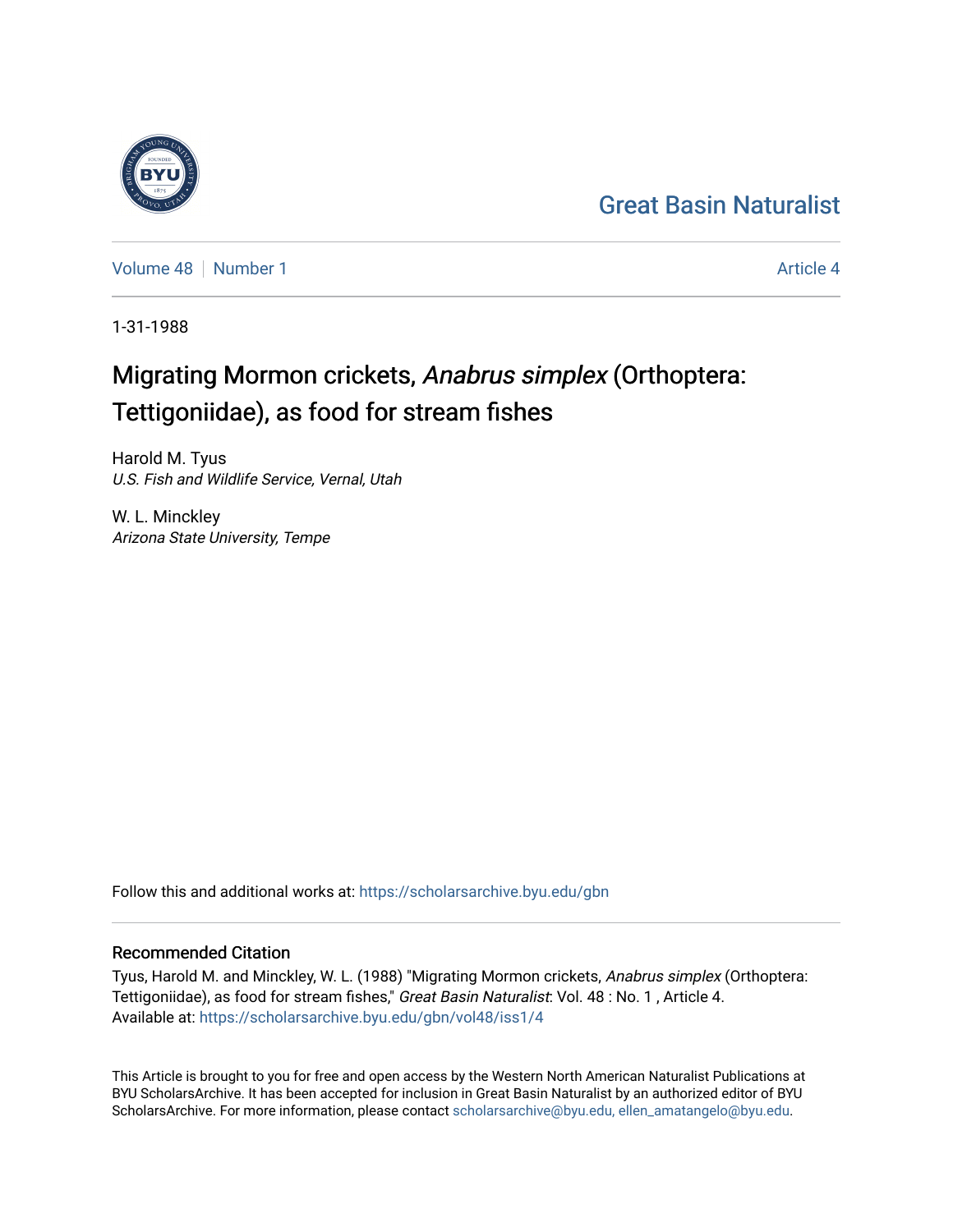Great Basin Naturalist

Volume 48 | Number 1 | Article 4

1-31-1988

# Migrating Mormon crickets, *Anabrus simplex* (Orthoptera: Tettigoniidae), as food for stream fishes

Harold M. Tyus
*U.S. Fish and Wildlife Service, Vernal, Utah*

W. L. Minckley
*Arizona State University, Tempe*

Follow this and additional works at: https://scholarsarchive.byu.edu/gbn

## Recommended Citation

Tyus, Harold M. and Minckley, W. L. (1988) "Migrating Mormon crickets, *Anabrus simplex* (Orthoptera: Tettigoniidae), as food for stream fishes," *Great Basin Naturalist*: Vol. 48 : No. 1 , Article 4.
Available at: https://scholarsarchive.byu.edu/gbn/vol48/iss1/4

This Article is brought to you for free and open access by the Western North American Naturalist Publications at BYU ScholarsArchive. It has been accepted for inclusion in Great Basin Naturalist by an authorized editor of BYU ScholarsArchive. For more information, please contact scholarsarchive@byu.edu, ellen_amatangelo@byu.edu.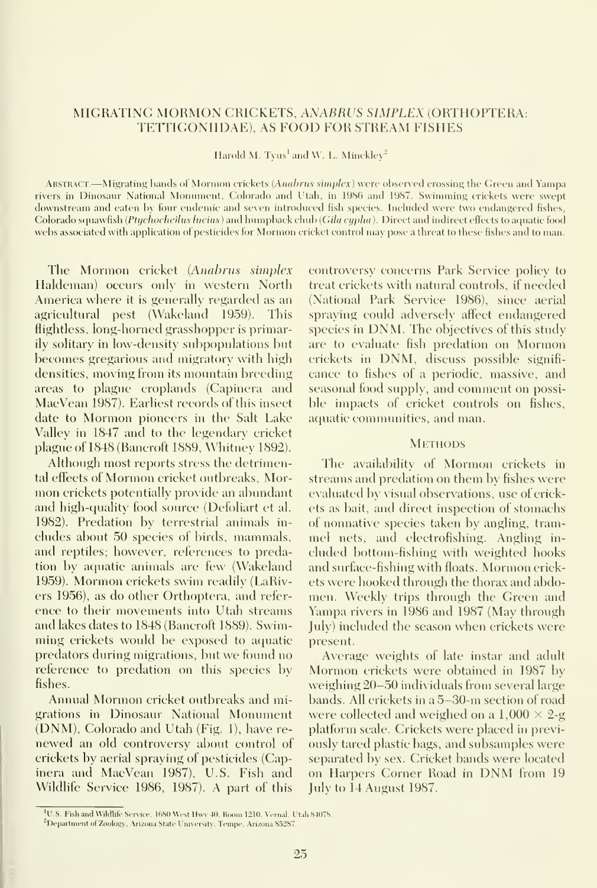# MIGRATING MORMON CRICKETS, *ANABRUS SIMPLEX* (ORTHOPTERA: TETTIGONIIDAE), AS FOOD FOR STREAM FISHES

Harold M. Tyus[1] and W. L. Minckley[2]

Abstract.—Migrating bands of Mormon crickets (*Anabrus simplex*) were observed crossing the Green and Yampa rivers in Dinosaur National Monument, Colorado and Utah, in 1986 and 1987. Swimming crickets were swept downstream and eaten by four endemic and seven introduced fish species. Included were two endangered fishes, Colorado squawfish (*Ptychocheilus lucius*) and humpback chub (*Gila cypha*). Direct and indirect effects to aquatic food webs associated with application of pesticides for Mormon cricket control may pose a threat to these fishes and to man.

The Mormon cricket (*Anabrus simplex* Haldeman) occurs only in western North America where it is generally regarded as an agricultural pest (Wakeland 1959). This flightless, long-horned grasshopper is primarily solitary in low-density subpopulations but becomes gregarious and migratory with high densities, moving from its mountain breeding areas to plague croplands (Capinera and MacVean 1987). Earliest records of this insect date to Mormon pioneers in the Salt Lake Valley in 1847 and to the legendary cricket plague of 1848 (Bancroft 1889, Whitney 1892).

Although most reports stress the detrimental effects of Mormon cricket outbreaks, Mormon crickets potentially provide an abundant and high-quality food source (Defoliart et al. 1982). Predation by terrestrial animals includes about 50 species of birds, mammals, and reptiles; however, references to predation by aquatic animals are few (Wakeland 1959). Mormon crickets swim readily (LaRivers 1956), as do other Orthoptera, and reference to their movements into Utah streams and lakes dates to 1848 (Bancroft 1889). Swimming crickets would be exposed to aquatic predators during migrations, but we found no reference to predation on this species by fishes.

Annual Mormon cricket outbreaks and migrations in Dinosaur National Monument (DNM), Colorado and Utah (Fig. 1), have renewed an old controversy about control of crickets by aerial spraying of pesticides (Capinera and MacVean 1987), U.S. Fish and Wildlife Service 1986, 1987). A part of this controversy concerns Park Service policy to treat crickets with natural controls, if needed (National Park Service 1986), since aerial spraying could adversely affect endangered species in DNM. The objectives of this study are to evaluate fish predation on Mormon crickets in DNM, discuss possible significance to fishes of a periodic, massive, and seasonal food supply, and comment on possible impacts of cricket controls on fishes, aquatic communities, and man.

## Methods

The availability of Mormon crickets in streams and predation on them by fishes were evaluated by visual observations, use of crickets as bait, and direct inspection of stomachs of nonnative species taken by angling, trammel nets, and electrofishing. Angling included bottom-fishing with weighted hooks and surface-fishing with floats. Mormon crickets were hooked through the thorax and abdomen. Weekly trips through the Green and Yampa rivers in 1986 and 1987 (May through July) included the season when crickets were present.

Average weights of late instar and adult Mormon crickets were obtained in 1987 by weighing 20–50 individuals from several large bands. All crickets in a 5–30-m section of road were collected and weighed on a $1{,}000 \times 2$-g platform scale. Crickets were placed in previously tared plastic bags, and subsamples were separated by sex. Cricket bands were located on Harpers Corner Road in DNM from 19 July to 14 August 1987.

[1]U.S. Fish and Wildlife Service, 1680 West Hwy 40, Room 1210, Vernal, Utah 84078.

[2]Department of Zoology, Arizona State University, Tempe, Arizona 85287.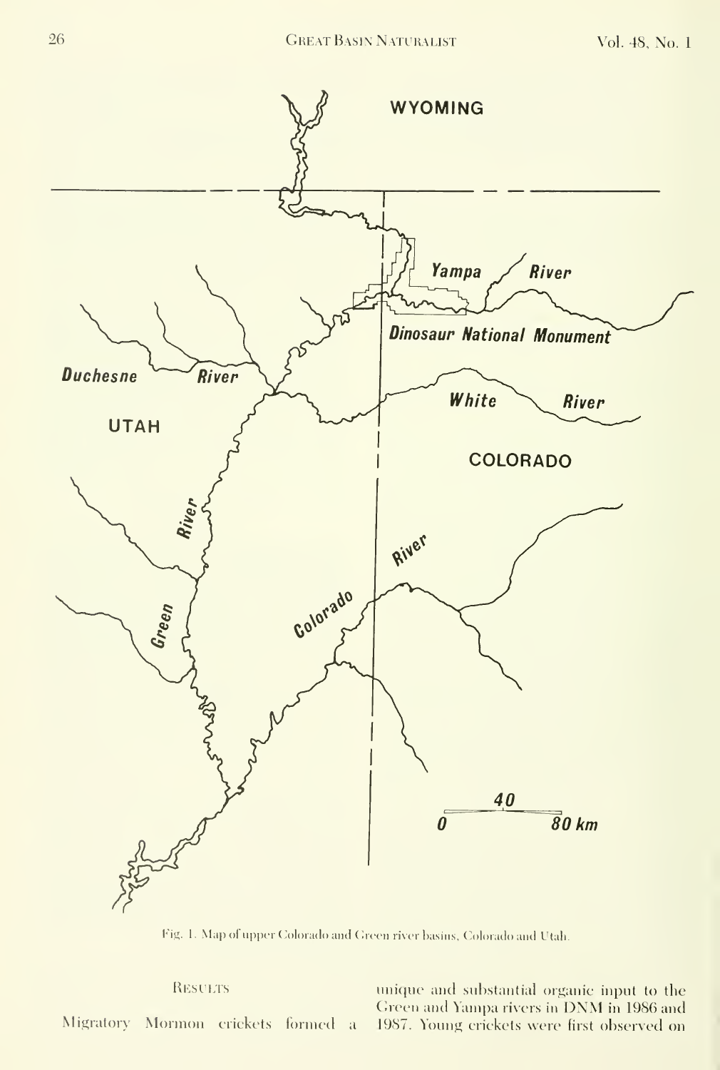Fig. 1. Map of upper Colorado and Green river basins, Colorado and Utah.

## Results

Migratory Mormon crickets formed a unique and substantial organic input to the Green and Yampa rivers in DNM in 1986 and 1987. Young crickets were first observed on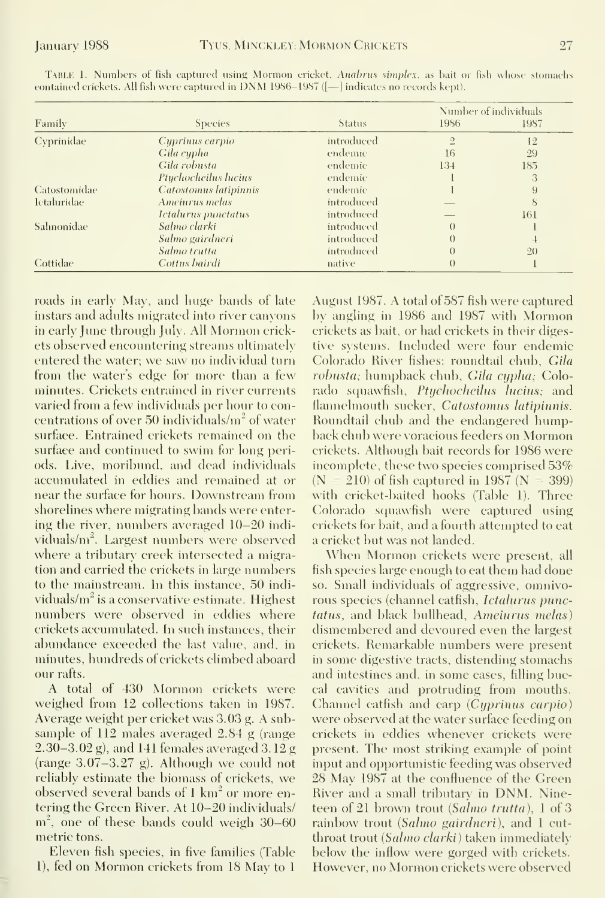TABLE 1. Numbers of fish captured using Mormon cricket, *Anabrus simplex*, as bait or fish whose stomachs contained crickets. All fish were captured in DNM 1986–1987 ([—] indicates no records kept).

| Family | Species | Status | Number of individuals 1986 | 1987 |
|---|---|---|---|---|
| Cyprinidae | *Cyprinus carpio* | introduced | 2 | 12 |
| | *Gila cypha* | endemic | 16 | 29 |
| | *Gila robusta* | endemic | 134 | 185 |
| | *Ptychocheilus lucius* | endemic | 1 | 3 |
| Catostomidae | *Catostomus latipinnis* | endemic | 1 | 9 |
| Ictaluridae | *Ameiurus melas* | introduced | — | 8 |
| | *Ictalurus punctatus* | introduced | — | 161 |
| Salmonidae | *Salmo clarki* | introduced | 0 | 1 |
| | *Salmo gairdneri* | introduced | 0 | 4 |
| | *Salmo trutta* | introduced | 0 | 20 |
| Cottidae | *Cottus bairdi* | native | 0 | 1 |

roads in early May, and huge bands of late instars and adults migrated into river canyons in early June through July. All Mormon crickets observed encountering streams ultimately entered the water; we saw no individual turn from the water's edge for more than a few minutes. Crickets entrained in river currents varied from a few individuals per hour to concentrations of over 50 individuals/m$^2$ of water surface. Entrained crickets remained on the surface and continued to swim for long periods. Live, moribund, and dead individuals accumulated in eddies and remained at or near the surface for hours. Downstream from shorelines where migrating bands were entering the river, numbers averaged 10–20 individuals/m$^2$. Largest numbers were observed where a tributary creek intersected a migration and carried the crickets in large numbers to the mainstream. In this instance, 50 individuals/m$^2$ is a conservative estimate. Highest numbers were observed in eddies where crickets accumulated. In such instances, their abundance exceeded the last value, and, in minutes, hundreds of crickets climbed aboard our rafts.

A total of 430 Mormon crickets were weighed from 12 collections taken in 1987. Average weight per cricket was 3.03 g. A subsample of 112 males averaged 2.84 g (range 2.30–3.02 g), and 141 females averaged 3.12 g (range 3.07–3.27 g). Although we could not reliably estimate the biomass of crickets, we observed several bands of 1 km$^2$ or more entering the Green River. At 10–20 individuals/m$^2$, one of these bands could weigh 30–60 metric tons.

Eleven fish species, in five families (Table 1), fed on Mormon crickets from 18 May to 1 August 1987. A total of 587 fish were captured by angling in 1986 and 1987 with Mormon crickets as bait, or had crickets in their digestive systems. Included were four endemic Colorado River fishes: roundtail chub, *Gila robusta;* humpback chub, *Gila cypha;* Colorado squawfish, *Ptychocheilus lucius;* and flannelmouth sucker, *Catostomus latipinnis.* Roundtail chub and the endangered humpback chub were voracious feeders on Mormon crickets. Although bait records for 1986 were incomplete, these two species comprised 53% ($N = 210$) of fish captured in 1987 ($N = 399$) with cricket-baited hooks (Table 1). Three Colorado squawfish were captured using crickets for bait, and a fourth attempted to eat a cricket but was not landed.

When Mormon crickets were present, all fish species large enough to eat them had done so. Small individuals of aggressive, omnivorous species (channel catfish, *Ictalurus punctatus*, and black bullhead, *Ameiurus melas*) dismembered and devoured even the largest crickets. Remarkable numbers were present in some digestive tracts, distending stomachs and intestines and, in some cases, filling buccal cavities and protruding from mouths. Channel catfish and carp (*Cyprinus carpio*) were observed at the water surface feeding on crickets in eddies whenever crickets were present. The most striking example of point input and opportunistic feeding was observed 28 May 1987 at the confluence of the Green River and a small tributary in DNM. Nineteen of 21 brown trout (*Salmo trutta*), 1 of 3 rainbow trout (*Salmo gairdneri*), and 1 cutthroat trout (*Salmo clarki*) taken immediately below the inflow were gorged with crickets. However, no Mormon crickets were observed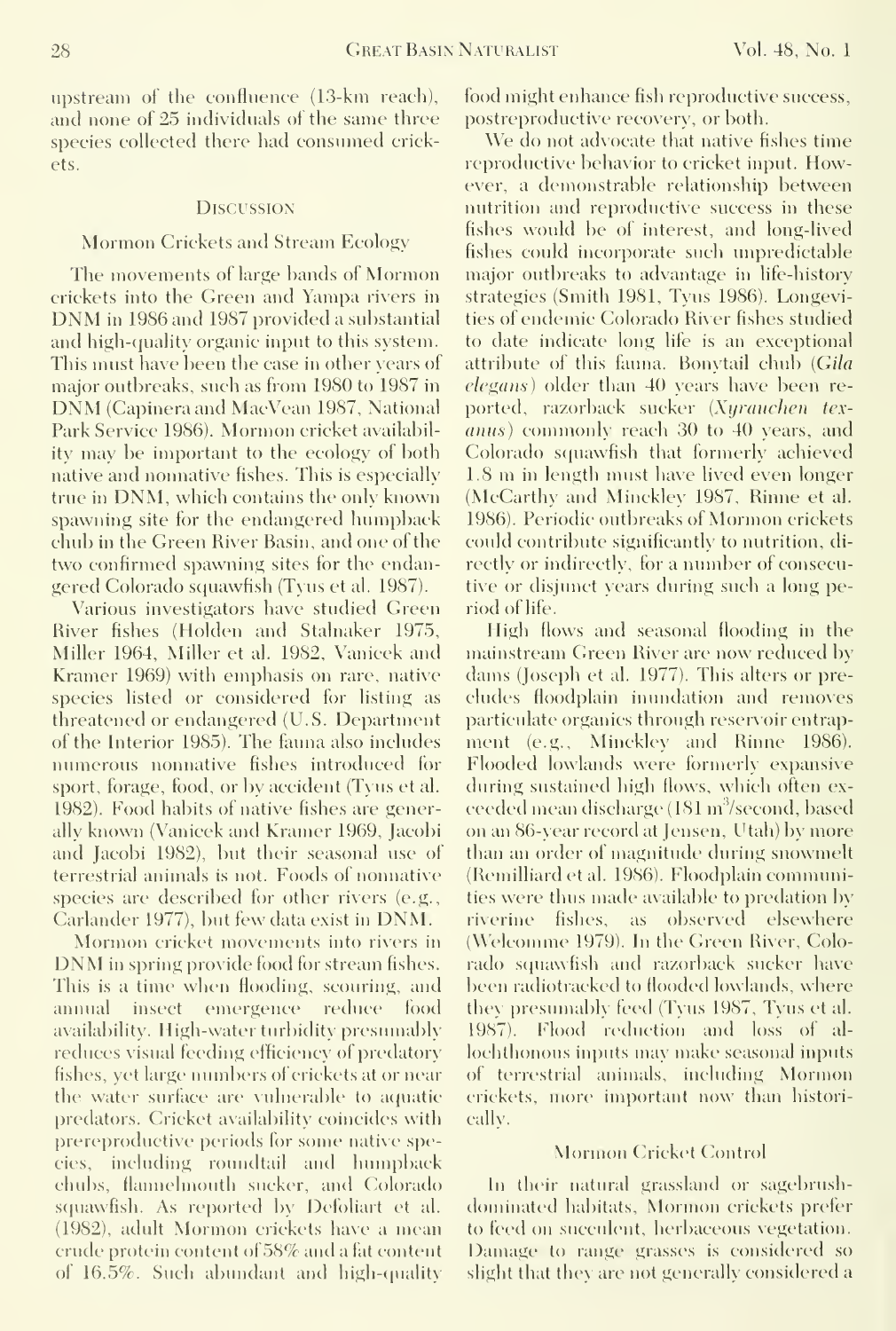upstream of the confluence (13-km reach), and none of 25 individuals of the same three species collected there had consumed crickets.

## Discussion

### Mormon Crickets and Stream Ecology

The movements of large bands of Mormon crickets into the Green and Yampa rivers in DNM in 1986 and 1987 provided a substantial and high-quality organic input to this system. This must have been the case in other years of major outbreaks, such as from 1980 to 1987 in DNM (Capinera and MacVean 1987, National Park Service 1986). Mormon cricket availability may be important to the ecology of both native and nonnative fishes. This is especially true in DNM, which contains the only known spawning site for the endangered humpback chub in the Green River Basin, and one of the two confirmed spawning sites for the endangered Colorado squawfish (Tyus et al. 1987).

Various investigators have studied Green River fishes (Holden and Stalnaker 1975, Miller 1964, Miller et al. 1982, Vanicek and Kramer 1969) with emphasis on rare, native species listed or considered for listing as threatened or endangered (U.S. Department of the Interior 1985). The fauna also includes numerous nonnative fishes introduced for sport, forage, food, or by accident (Tyus et al. 1982). Food habits of native fishes are generally known (Vanicek and Kramer 1969, Jacobi and Jacobi 1982), but their seasonal use of terrestrial animals is not. Foods of nonnative species are described for other rivers (e.g., Carlander 1977), but few data exist in DNM.

Mormon cricket movements into rivers in DNM in spring provide food for stream fishes. This is a time when flooding, scouring, and annual insect emergence reduce food availability. High-water turbidity presumably reduces visual feeding efficiency of predatory fishes, yet large numbers of crickets at or near the water surface are vulnerable to aquatic predators. Cricket availability coincides with prereproductive periods for some native species, including roundtail and humpback chubs, flannelmouth sucker, and Colorado squawfish. As reported by Defoliart et al. (1982), adult Mormon crickets have a mean crude protein content of 58% and a fat content of 16.5%. Such abundant and high-quality food might enhance fish reproductive success, postreproductive recovery, or both.

We do not advocate that native fishes time reproductive behavior to cricket input. However, a demonstrable relationship between nutrition and reproductive success in these fishes would be of interest, and long-lived fishes could incorporate such unpredictable major outbreaks to advantage in life-history strategies (Smith 1981, Tyus 1986). Longevities of endemic Colorado River fishes studied to date indicate long life is an exceptional attribute of this fauna. Bonytail chub (*Gila elegans*) older than 40 years have been reported, razorback sucker (*Xyrauchen texanus*) commonly reach 30 to 40 years, and Colorado squawfish that formerly achieved 1.8 m in length must have lived even longer (McCarthy and Minckley 1987, Rinne et al. 1986). Periodic outbreaks of Mormon crickets could contribute significantly to nutrition, directly or indirectly, for a number of consecutive or disjunct years during such a long period of life.

High flows and seasonal flooding in the mainstream Green River are now reduced by dams (Joseph et al. 1977). This alters or precludes floodplain inundation and removes particulate organics through reservoir entrapment (e.g., Minckley and Rinne 1986). Flooded lowlands were formerly expansive during sustained high flows, which often exceeded mean discharge (181 $m^3$/second, based on an 86-year record at Jensen, Utah) by more than an order of magnitude during snowmelt (Remilliard et al. 1986). Floodplain communities were thus made available to predation by riverine fishes, as observed elsewhere (Welcomme 1979). In the Green River, Colorado squawfish and razorback sucker have been radiotracked to flooded lowlands, where they presumably feed (Tyus 1987, Tyus et al. 1987). Flood reduction and loss of allochthonous inputs may make seasonal inputs of terrestrial animals, including Mormon crickets, more important now than historically.

### Mormon Cricket Control

In their natural grassland or sagebrush-dominated habitats, Mormon crickets prefer to feed on succulent, herbaceous vegetation. Damage to range grasses is considered so slight that they are not generally considered a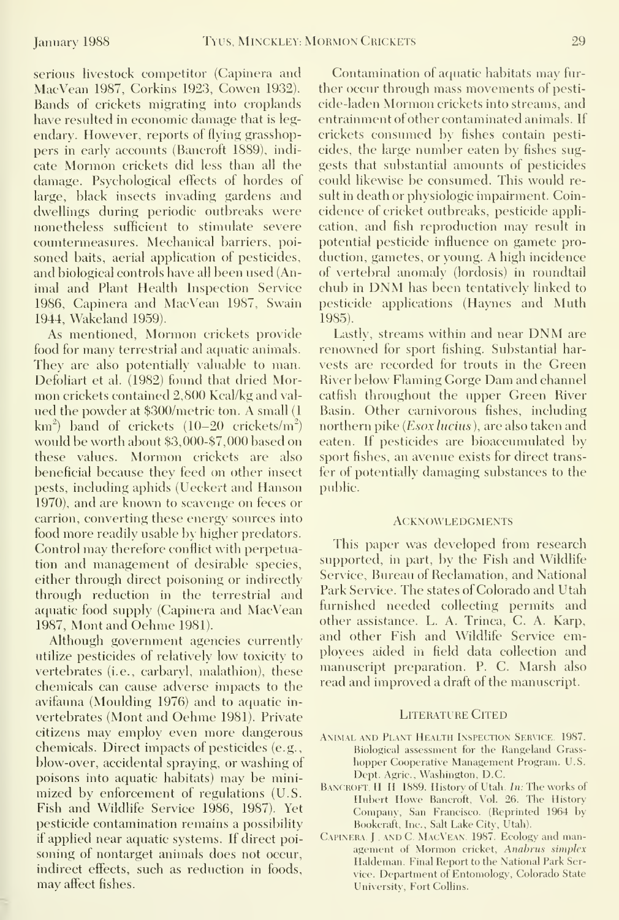serious livestock competitor (Capinera and MacVean 1987, Corkins 1923, Cowen 1932). Bands of crickets migrating into croplands have resulted in economic damage that is legendary. However, reports of flying grasshoppers in early accounts (Bancroft 1889), indicate Mormon crickets did less than all the damage. Psychological effects of hordes of large, black insects invading gardens and dwellings during periodic outbreaks were nonetheless sufficient to stimulate severe countermeasures. Mechanical barriers, poisoned baits, aerial application of pesticides, and biological controls have all been used (Animal and Plant Health Inspection Service 1986, Capinera and MacVean 1987, Swain 1944, Wakeland 1959).

As mentioned, Mormon crickets provide food for many terrestrial and aquatic animals. They are also potentially valuable to man. Defoliart et al. (1982) found that dried Mormon crickets contained 2,800 Kcal/kg and valued the powder at $300/metric ton. A small (1 $km^2$) band of crickets (10–20 crickets/$m^2$) would be worth about $3,000-$7,000 based on these values. Mormon crickets are also beneficial because they feed on other insect pests, including aphids (Ueckert and Hanson 1970), and are known to scavenge on feces or carrion, converting these energy sources into food more readily usable by higher predators. Control may therefore conflict with perpetuation and management of desirable species, either through direct poisoning or indirectly through reduction in the terrestrial and aquatic food supply (Capinera and MacVean 1987, Mont and Oehme 1981).

Although government agencies currently utilize pesticides of relatively low toxicity to vertebrates (i.e., carbaryl, malathion), these chemicals can cause adverse impacts to the avifauna (Moulding 1976) and to aquatic invertebrates (Mont and Oehme 1981). Private citizens may employ even more dangerous chemicals. Direct impacts of pesticides (e.g., blow-over, accidental spraying, or washing of poisons into aquatic habitats) may be minimized by enforcement of regulations (U.S. Fish and Wildlife Service 1986, 1987). Yet pesticide contamination remains a possibility if applied near aquatic systems. If direct poisoning of nontarget animals does not occur, indirect effects, such as reduction in foods, may affect fishes.

Contamination of aquatic habitats may further occur through mass movements of pesticide-laden Mormon crickets into streams, and entrainment of other contaminated animals. If crickets consumed by fishes contain pesticides, the large number eaten by fishes suggests that substantial amounts of pesticides could likewise be consumed. This would result in death or physiologic impairment. Coincidence of cricket outbreaks, pesticide application, and fish reproduction may result in potential pesticide influence on gamete production, gametes, or young. A high incidence of vertebral anomaly (lordosis) in roundtail chub in DNM has been tentatively linked to pesticide applications (Haynes and Muth 1985).

Lastly, streams within and near DNM are renowned for sport fishing. Substantial harvests are recorded for trouts in the Green River below Flaming Gorge Dam and channel catfish throughout the upper Green River Basin. Other carnivorous fishes, including northern pike (*Esox lucius*), are also taken and eaten. If pesticides are bioaccumulated by sport fishes, an avenue exists for direct transfer of potentially damaging substances to the public.

## Acknowledgments

This paper was developed from research supported, in part, by the Fish and Wildlife Service, Bureau of Reclamation, and National Park Service. The states of Colorado and Utah furnished needed collecting permits and other assistance. L. A. Trinca, C. A. Karp, and other Fish and Wildlife Service employees aided in field data collection and manuscript preparation. P. C. Marsh also read and improved a draft of the manuscript.

## Literature Cited

Animal and Plant Health Inspection Service. 1987. Biological assessment for the Rangeland Grasshopper Cooperative Management Program. U.S. Dept. Agric., Washington, D.C.

Bancroft, H. H. 1889. History of Utah. *In:* The works of Hubert Howe Bancroft, Vol. 26. The History Company, San Francisco. (Reprinted 1964 by Bookcraft, Inc., Salt Lake City, Utah).

Capinera, J., and C. MacVean. 1987. Ecology and management of Mormon cricket, *Anabrus simplex* Haldeman. Final Report to the National Park Service. Department of Entomology, Colorado State University, Fort Collins.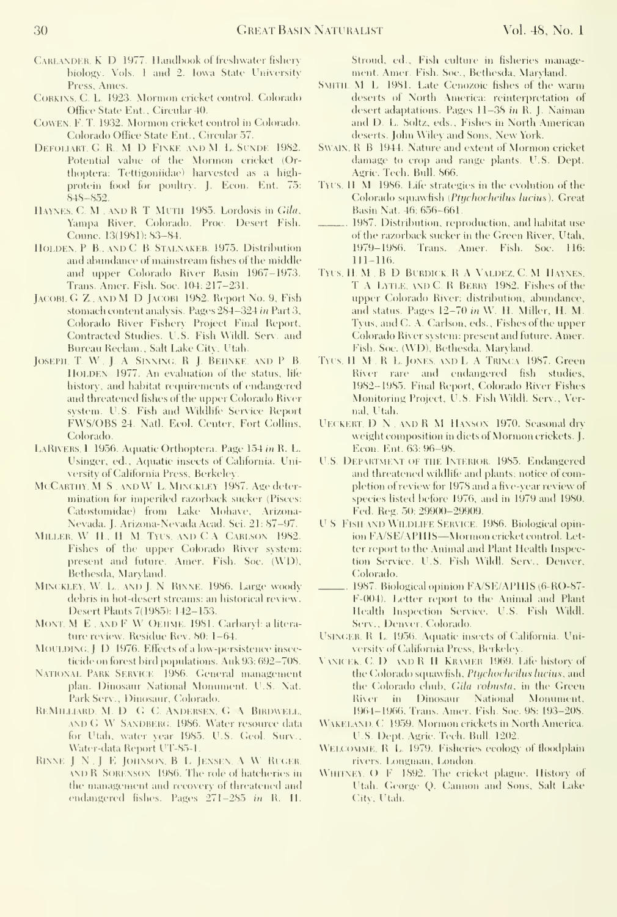Carlander, K. D. 1977. Handbook of freshwater fishery biology. Vols. 1 and 2. Iowa State University Press, Ames.

Corkins, C. L. 1923. Mormon cricket control. Colorado Office State Ent., Circular 40.

Cowen, F. T. 1932. Mormon cricket control in Colorado. Colorado Office State Ent., Circular 57.

DeFoliart, G. R., M. D. Finke, and M. L. Sunde. 1982. Potential value of the Mormon cricket (Orthoptera: Tettigoniidae) harvested as a high-protein food for poultry. J. Econ. Ent. 75: 848–852.

Haynes, C. M., and R. T. Muth. 1983. Lordosis in *Gila*, Yampa River, Colorado. Proc. Desert Fish. Counc. 13(1981): 83–84.

Holden, P. B., and C. B. Stalnaker. 1975. Distribution and abundance of mainstream fishes of the middle and upper Colorado River Basin 1967–1973. Trans. Amer. Fish. Soc. 104: 217–231.

Jacobi, G. Z., and M. D. Jacobi. 1982. Report No. 9, Fish stomach content analysis. Pages 284–324 *in* Part 3, Colorado River Fishery Project Final Report, Contracted Studies. U.S. Fish Wildl. Serv. and Bureau Reclam., Salt Lake City, Utah.

Joseph, T. W., J. A. Sinning, R. J. Behnke, and P. B. Holden. 1977. An evaluation of the status, life history, and habitat requirements of endangered and threatened fishes of the upper Colorado River system. U.S. Fish and Wildlife Service Report FWS/OBS 24. Natl. Ecol. Center, Fort Collins, Colorado.

LaRivers, I. 1956. Aquatic Orthoptera. Page 154 *in* R. L. Usinger, ed., Aquatic insects of California. University of California Press, Berkeley.

McCarthy, M. S., and W. L. Minckley. 1987. Age determination for imperiled razorback sucker (Pisces: Catostomidae) from Lake Mohave, Arizona-Nevada. J. Arizona-Nevada Acad. Sci. 21: 87–97.

Miller, W. H., H. M. Tyus, and C. A. Carlson. 1982. Fishes of the upper Colorado River system: present and future. Amer. Fish. Soc. (WD), Bethesda, Maryland.

Minckley, W. L., and J. N. Rinne. 1986. Large woody debris in hot-desert streams: an historical review. Desert Plants 7(1985): 142–153.

Mont, M. E., and F. W. Oehme. 1981. Carbaryl: a literature review. Residue Rev. 80: 1–64.

Moulding, J. D. 1976. Effects of a low-persistence insecticide on forest bird populations. Auk 93: 692–708.

National Park Service. 1986. General management plan. Dinosaur National Monument. U.S. Nat. Park Serv., Dinosaur, Colorado.

ReMilliard, M. D., G. C. Andersen, G. A. Birdwell, and G. W. Sandberg. 1986. Water resource data for Utah, water year 1985. U.S. Geol. Surv., Water-data Report UT-85-1.

Rinne, J. N., J. E. Johnson, B. L. Jensen, A. W. Ruger, and R. Sorenson. 1986. The role of hatcheries in the management and recovery of threatened and endangered fishes. Pages 271–285 *in* R. H. Stroud, ed., Fish culture in fisheries management. Amer. Fish. Soc., Bethesda, Maryland.

Smith, M. L. 1981. Late Cenozoic fishes of the warm deserts of North America: reinterpretation of desert adaptations. Pages 11–38 *in* R. J. Naiman and D. L. Soltz, eds., Fishes in North American deserts. John Wiley and Sons, New York.

Swain, R. B. 1944. Nature and extent of Mormon cricket damage to crop and range plants. U.S. Dept. Agric. Tech. Bull. 866.

Tyus, H. M. 1986. Life strategies in the evolution of the Colorado squawfish (*Ptychocheilus lucius*). Great Basin Nat. 46: 656–661.

\_\_\_\_\_. 1987. Distribution, reproduction, and habitat use of the razorback sucker in the Green River, Utah, 1979–1986. Trans. Amer. Fish. Soc. 116: 111–116.

Tyus, H. M., B. D. Burdick, R. A. Valdez, C. M. Haynes, T. A. Lytle, and C. R. Berry. 1982. Fishes of the upper Colorado River: distribution, abundance, and status. Pages 12–70 *in* W. H. Miller, H. M. Tyus, and C. A. Carlson, eds., Fishes of the upper Colorado River system: present and future. Amer. Fish. Soc. (WD), Bethesda, Maryland.

Tyus, H. M., R. L. Jones, and L. A. Trinca. 1987. Green River rare and endangered fish studies, 1982–1985. Final Report, Colorado River Fishes Monitoring Project, U.S. Fish Wildl. Serv., Vernal, Utah.

Ueckert, D. N., and R. M. Hanson. 1970. Seasonal dry weight composition in diets of Mormon crickets. J. Econ. Ent. 63: 96–98.

U.S. Department of the Interior. 1985. Endangered and threatened wildlife and plants; notice of completion of review for 1978 and a five-year review of species listed before 1976, and in 1979 and 1980. Fed. Reg. 50: 29900–29909.

U.S. Fish and Wildlife Service. 1986. Biological opinion FA/SE/APHIS—Mormon cricket control. Letter report to the Animal and Plant Health Inspection Service. U.S. Fish Wildl. Serv., Denver, Colorado.

\_\_\_\_\_. 1987. Biological opinion FA/SE/APHIS (6-RO-87-F-004). Letter report to the Animal and Plant Health Inspection Service. U.S. Fish Wildl. Serv., Denver, Colorado.

Usinger, R. L. 1956. Aquatic insects of California. University of California Press, Berkeley.

Vanicek, C. D., and R. H. Kramer. 1969. Life history of the Colorado squawfish, *Ptychocheilus lucius*, and the Colorado chub, *Gila robusta*, in the Green River in Dinosaur National Monument, 1964–1966. Trans. Amer. Fish. Soc. 98: 193–208.

Wakeland, C. 1959. Mormon crickets in North America. U.S. Dept. Agric. Tech. Bull. 1202.

Welcomme, R. L. 1979. Fisheries ecology of floodplain rivers. Longman, London.

Whitney, O. F. 1892. The cricket plague. History of Utah. George Q. Cannon and Sons, Salt Lake City, Utah.